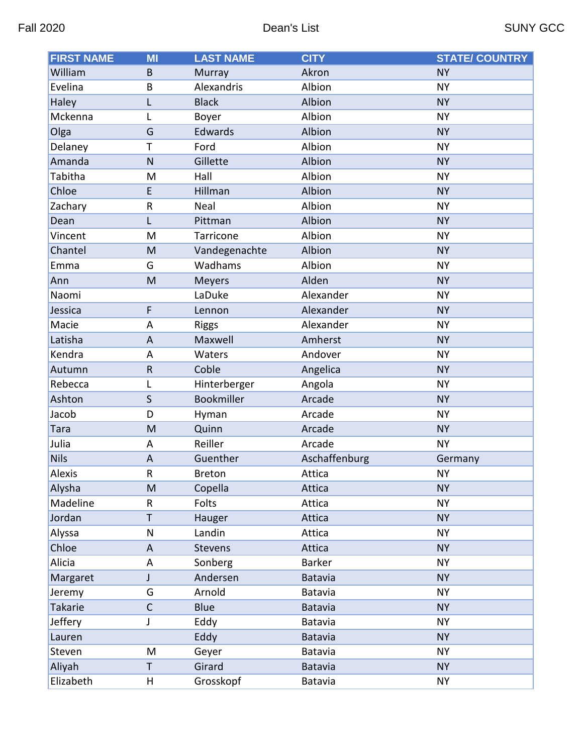Fall 2020 Dean's List SUNY GCC

| FIRST NAME | MI | LAST NAME | CITY | STATE/ COUNTRY |
|---|---|---|---|---|
| William | B | Murray | Akron | NY |
| Evelina | B | Alexandris | Albion | NY |
| Haley | L | Black | Albion | NY |
| Mckenna | L | Boyer | Albion | NY |
| Olga | G | Edwards | Albion | NY |
| Delaney | T | Ford | Albion | NY |
| Amanda | N | Gillette | Albion | NY |
| Tabitha | M | Hall | Albion | NY |
| Chloe | E | Hillman | Albion | NY |
| Zachary | R | Neal | Albion | NY |
| Dean | L | Pittman | Albion | NY |
| Vincent | M | Tarricone | Albion | NY |
| Chantel | M | Vandegenachte | Albion | NY |
| Emma | G | Wadhams | Albion | NY |
| Ann | M | Meyers | Alden | NY |
| Naomi | | LaDuke | Alexander | NY |
| Jessica | F | Lennon | Alexander | NY |
| Macie | A | Riggs | Alexander | NY |
| Latisha | A | Maxwell | Amherst | NY |
| Kendra | A | Waters | Andover | NY |
| Autumn | R | Coble | Angelica | NY |
| Rebecca | L | Hinterberger | Angola | NY |
| Ashton | S | Bookmiller | Arcade | NY |
| Jacob | D | Hyman | Arcade | NY |
| Tara | M | Quinn | Arcade | NY |
| Julia | A | Reiller | Arcade | NY |
| Nils | A | Guenther | Aschaffenburg | Germany |
| Alexis | R | Breton | Attica | NY |
| Alysha | M | Copella | Attica | NY |
| Madeline | R | Folts | Attica | NY |
| Jordan | T | Hauger | Attica | NY |
| Alyssa | N | Landin | Attica | NY |
| Chloe | A | Stevens | Attica | NY |
| Alicia | A | Sonberg | Barker | NY |
| Margaret | J | Andersen | Batavia | NY |
| Jeremy | G | Arnold | Batavia | NY |
| Takarie | C | Blue | Batavia | NY |
| Jeffery | J | Eddy | Batavia | NY |
| Lauren | | Eddy | Batavia | NY |
| Steven | M | Geyer | Batavia | NY |
| Aliyah | T | Girard | Batavia | NY |
| Elizabeth | H | Grosskopf | Batavia | NY |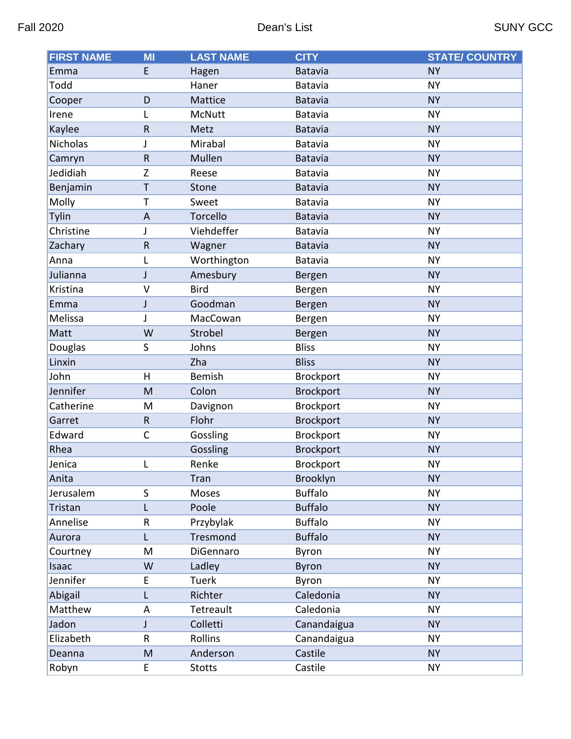| FIRST NAME | MI | LAST NAME | CITY | STATE/ COUNTRY |
|---|---|---|---|---|
| Emma | E | Hagen | Batavia | NY |
| Todd | | Haner | Batavia | NY |
| Cooper | D | Mattice | Batavia | NY |
| Irene | L | McNutt | Batavia | NY |
| Kaylee | R | Metz | Batavia | NY |
| Nicholas | J | Mirabal | Batavia | NY |
| Camryn | R | Mullen | Batavia | NY |
| Jedidiah | Z | Reese | Batavia | NY |
| Benjamin | T | Stone | Batavia | NY |
| Molly | T | Sweet | Batavia | NY |
| Tylin | A | Torcello | Batavia | NY |
| Christine | J | Viehdeffer | Batavia | NY |
| Zachary | R | Wagner | Batavia | NY |
| Anna | L | Worthington | Batavia | NY |
| Julianna | J | Amesbury | Bergen | NY |
| Kristina | V | Bird | Bergen | NY |
| Emma | J | Goodman | Bergen | NY |
| Melissa | J | MacCowan | Bergen | NY |
| Matt | W | Strobel | Bergen | NY |
| Douglas | S | Johns | Bliss | NY |
| Linxin | | Zha | Bliss | NY |
| John | H | Bemish | Brockport | NY |
| Jennifer | M | Colon | Brockport | NY |
| Catherine | M | Davignon | Brockport | NY |
| Garret | R | Flohr | Brockport | NY |
| Edward | C | Gossling | Brockport | NY |
| Rhea | | Gossling | Brockport | NY |
| Jenica | L | Renke | Brockport | NY |
| Anita | | Tran | Brooklyn | NY |
| Jerusalem | S | Moses | Buffalo | NY |
| Tristan | L | Poole | Buffalo | NY |
| Annelise | R | Przybylak | Buffalo | NY |
| Aurora | L | Tresmond | Buffalo | NY |
| Courtney | M | DiGennaro | Byron | NY |
| Isaac | W | Ladley | Byron | NY |
| Jennifer | E | Tuerk | Byron | NY |
| Abigail | L | Richter | Caledonia | NY |
| Matthew | A | Tetreault | Caledonia | NY |
| Jadon | J | Colletti | Canandaigua | NY |
| Elizabeth | R | Rollins | Canandaigua | NY |
| Deanna | M | Anderson | Castile | NY |
| Robyn | E | Stotts | Castile | NY |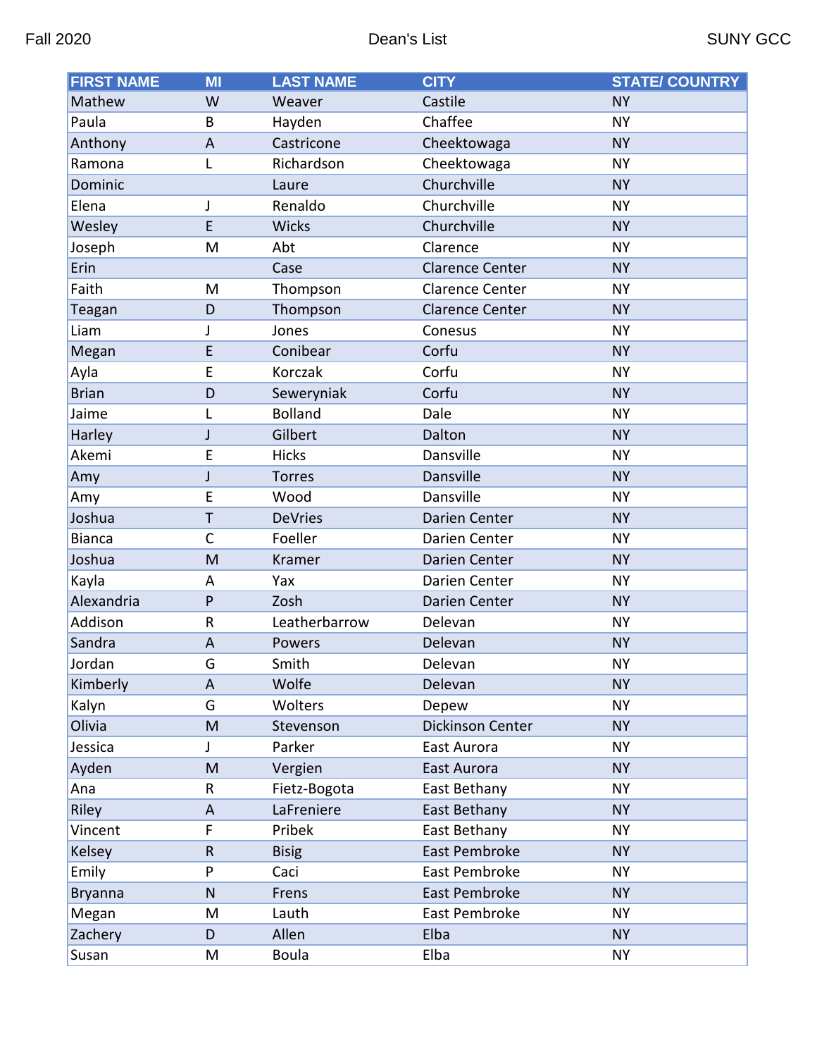| FIRST NAME | MI | LAST NAME | CITY | STATE/ COUNTRY |
| --- | --- | --- | --- | --- |
| Mathew | W | Weaver | Castile | NY |
| Paula | B | Hayden | Chaffee | NY |
| Anthony | A | Castricone | Cheektowaga | NY |
| Ramona | L | Richardson | Cheektowaga | NY |
| Dominic | | Laure | Churchville | NY |
| Elena | J | Renaldo | Churchville | NY |
| Wesley | E | Wicks | Churchville | NY |
| Joseph | M | Abt | Clarence | NY |
| Erin | | Case | Clarence Center | NY |
| Faith | M | Thompson | Clarence Center | NY |
| Teagan | D | Thompson | Clarence Center | NY |
| Liam | J | Jones | Conesus | NY |
| Megan | E | Conibear | Corfu | NY |
| Ayla | E | Korczak | Corfu | NY |
| Brian | D | Seweryniak | Corfu | NY |
| Jaime | L | Bolland | Dale | NY |
| Harley | J | Gilbert | Dalton | NY |
| Akemi | E | Hicks | Dansville | NY |
| Amy | J | Torres | Dansville | NY |
| Amy | E | Wood | Dansville | NY |
| Joshua | T | DeVries | Darien Center | NY |
| Bianca | C | Foeller | Darien Center | NY |
| Joshua | M | Kramer | Darien Center | NY |
| Kayla | A | Yax | Darien Center | NY |
| Alexandria | P | Zosh | Darien Center | NY |
| Addison | R | Leatherbarrow | Delevan | NY |
| Sandra | A | Powers | Delevan | NY |
| Jordan | G | Smith | Delevan | NY |
| Kimberly | A | Wolfe | Delevan | NY |
| Kalyn | G | Wolters | Depew | NY |
| Olivia | M | Stevenson | Dickinson Center | NY |
| Jessica | J | Parker | East Aurora | NY |
| Ayden | M | Vergien | East Aurora | NY |
| Ana | R | Fietz-Bogota | East Bethany | NY |
| Riley | A | LaFreniere | East Bethany | NY |
| Vincent | F | Pribek | East Bethany | NY |
| Kelsey | R | Bisig | East Pembroke | NY |
| Emily | P | Caci | East Pembroke | NY |
| Bryanna | N | Frens | East Pembroke | NY |
| Megan | M | Lauth | East Pembroke | NY |
| Zachery | D | Allen | Elba | NY |
| Susan | M | Boula | Elba | NY |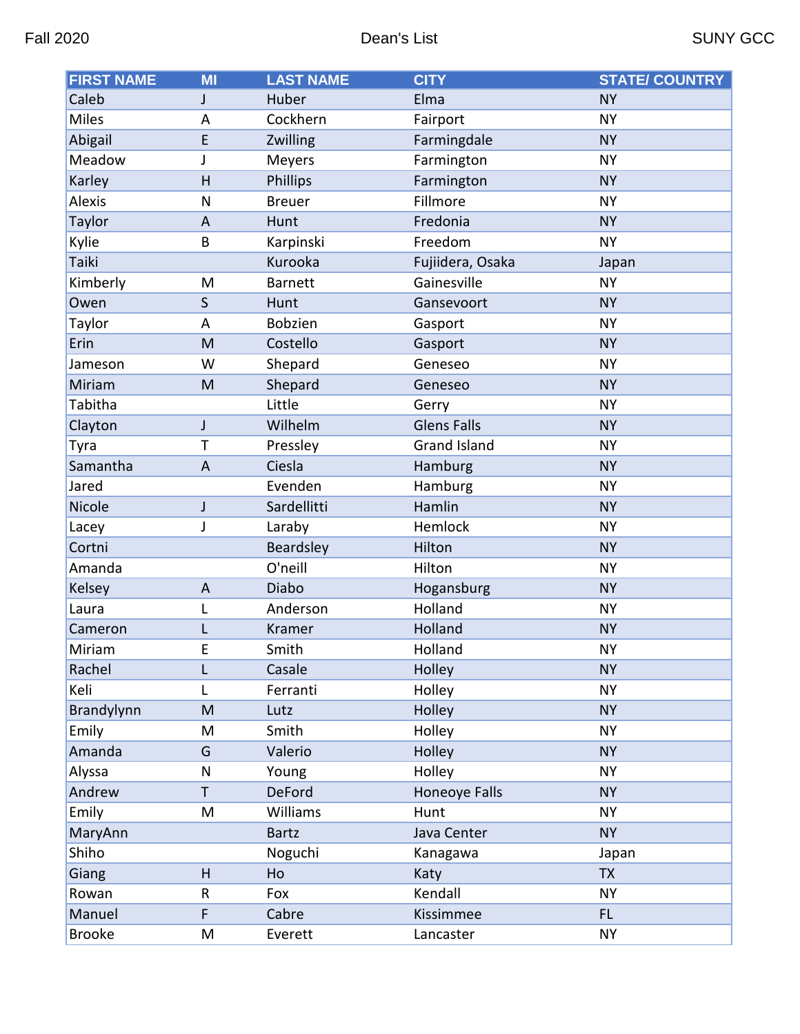| FIRST NAME | MI | LAST NAME | CITY | STATE/ COUNTRY |
|---|---|---|---|---|
| Caleb | J | Huber | Elma | NY |
| Miles | A | Cockhern | Fairport | NY |
| Abigail | E | Zwilling | Farmingdale | NY |
| Meadow | J | Meyers | Farmington | NY |
| Karley | H | Phillips | Farmington | NY |
| Alexis | N | Breuer | Fillmore | NY |
| Taylor | A | Hunt | Fredonia | NY |
| Kylie | B | Karpinski | Freedom | NY |
| Taiki | | Kurooka | Fujiidera, Osaka | Japan |
| Kimberly | M | Barnett | Gainesville | NY |
| Owen | S | Hunt | Gansevoort | NY |
| Taylor | A | Bobzien | Gasport | NY |
| Erin | M | Costello | Gasport | NY |
| Jameson | W | Shepard | Geneseo | NY |
| Miriam | M | Shepard | Geneseo | NY |
| Tabitha | | Little | Gerry | NY |
| Clayton | J | Wilhelm | Glens Falls | NY |
| Tyra | T | Pressley | Grand Island | NY |
| Samantha | A | Ciesla | Hamburg | NY |
| Jared | | Evenden | Hamburg | NY |
| Nicole | J | Sardellitti | Hamlin | NY |
| Lacey | J | Laraby | Hemlock | NY |
| Cortni | | Beardsley | Hilton | NY |
| Amanda | | O'neill | Hilton | NY |
| Kelsey | A | Diabo | Hogansburg | NY |
| Laura | L | Anderson | Holland | NY |
| Cameron | L | Kramer | Holland | NY |
| Miriam | E | Smith | Holland | NY |
| Rachel | L | Casale | Holley | NY |
| Keli | L | Ferranti | Holley | NY |
| Brandylynn | M | Lutz | Holley | NY |
| Emily | M | Smith | Holley | NY |
| Amanda | G | Valerio | Holley | NY |
| Alyssa | N | Young | Holley | NY |
| Andrew | T | DeFord | Honeoye Falls | NY |
| Emily | M | Williams | Hunt | NY |
| MaryAnn | | Bartz | Java Center | NY |
| Shiho | | Noguchi | Kanagawa | Japan |
| Giang | H | Ho | Katy | TX |
| Rowan | R | Fox | Kendall | NY |
| Manuel | F | Cabre | Kissimmee | FL |
| Brooke | M | Everett | Lancaster | NY |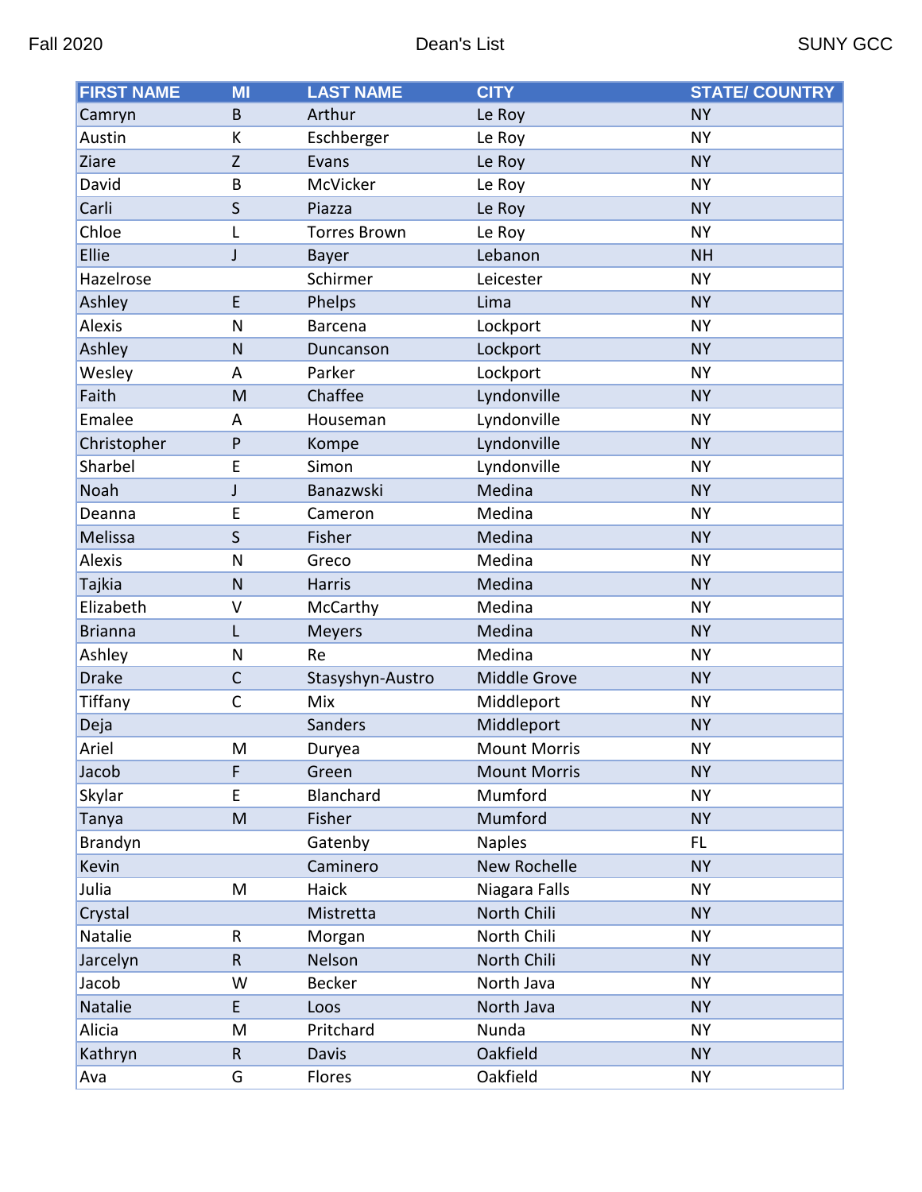| FIRST NAME | MI | LAST NAME | CITY | STATE/ COUNTRY |
|---|---|---|---|---|
| Camryn | B | Arthur | Le Roy | NY |
| Austin | K | Eschberger | Le Roy | NY |
| Ziare | Z | Evans | Le Roy | NY |
| David | B | McVicker | Le Roy | NY |
| Carli | S | Piazza | Le Roy | NY |
| Chloe | L | Torres Brown | Le Roy | NY |
| Ellie | J | Bayer | Lebanon | NH |
| Hazelrose | | Schirmer | Leicester | NY |
| Ashley | E | Phelps | Lima | NY |
| Alexis | N | Barcena | Lockport | NY |
| Ashley | N | Duncanson | Lockport | NY |
| Wesley | A | Parker | Lockport | NY |
| Faith | M | Chaffee | Lyndonville | NY |
| Emalee | A | Houseman | Lyndonville | NY |
| Christopher | P | Kompe | Lyndonville | NY |
| Sharbel | E | Simon | Lyndonville | NY |
| Noah | J | Banazwski | Medina | NY |
| Deanna | E | Cameron | Medina | NY |
| Melissa | S | Fisher | Medina | NY |
| Alexis | N | Greco | Medina | NY |
| Tajkia | N | Harris | Medina | NY |
| Elizabeth | V | McCarthy | Medina | NY |
| Brianna | L | Meyers | Medina | NY |
| Ashley | N | Re | Medina | NY |
| Drake | C | Stasyshyn-Austro | Middle Grove | NY |
| Tiffany | C | Mix | Middleport | NY |
| Deja | | Sanders | Middleport | NY |
| Ariel | M | Duryea | Mount Morris | NY |
| Jacob | F | Green | Mount Morris | NY |
| Skylar | E | Blanchard | Mumford | NY |
| Tanya | M | Fisher | Mumford | NY |
| Brandyn | | Gatenby | Naples | FL |
| Kevin | | Caminero | New Rochelle | NY |
| Julia | M | Haick | Niagara Falls | NY |
| Crystal | | Mistretta | North Chili | NY |
| Natalie | R | Morgan | North Chili | NY |
| Jarcelyn | R | Nelson | North Chili | NY |
| Jacob | W | Becker | North Java | NY |
| Natalie | E | Loos | North Java | NY |
| Alicia | M | Pritchard | Nunda | NY |
| Kathryn | R | Davis | Oakfield | NY |
| Ava | G | Flores | Oakfield | NY |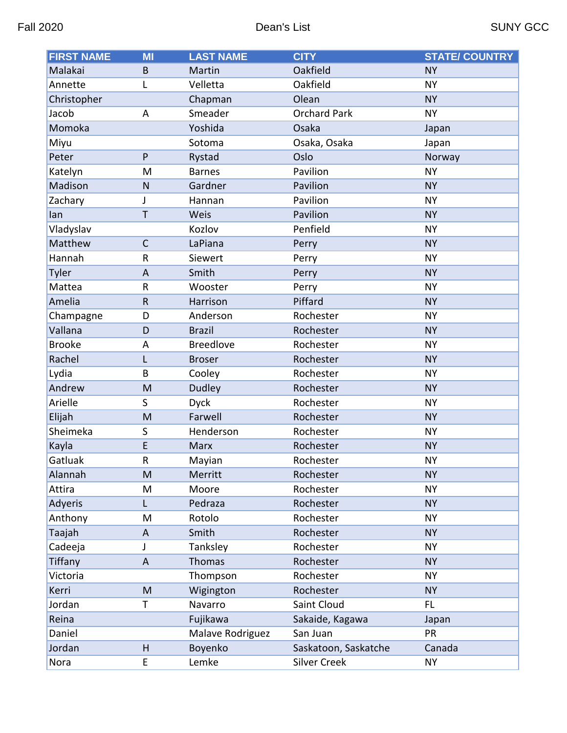| FIRST NAME | MI | LAST NAME | CITY | STATE/ COUNTRY |
|---|---|---|---|---|
| Malakai | B | Martin | Oakfield | NY |
| Annette | L | Velletta | Oakfield | NY |
| Christopher | | Chapman | Olean | NY |
| Jacob | A | Smeader | Orchard Park | NY |
| Momoka | | Yoshida | Osaka | Japan |
| Miyu | | Sotoma | Osaka, Osaka | Japan |
| Peter | P | Rystad | Oslo | Norway |
| Katelyn | M | Barnes | Pavilion | NY |
| Madison | N | Gardner | Pavilion | NY |
| Zachary | J | Hannan | Pavilion | NY |
| Ian | T | Weis | Pavilion | NY |
| Vladyslav | | Kozlov | Penfield | NY |
| Matthew | C | LaPiana | Perry | NY |
| Hannah | R | Siewert | Perry | NY |
| Tyler | A | Smith | Perry | NY |
| Mattea | R | Wooster | Perry | NY |
| Amelia | R | Harrison | Piffard | NY |
| Champagne | D | Anderson | Rochester | NY |
| Vallana | D | Brazil | Rochester | NY |
| Brooke | A | Breedlove | Rochester | NY |
| Rachel | L | Broser | Rochester | NY |
| Lydia | B | Cooley | Rochester | NY |
| Andrew | M | Dudley | Rochester | NY |
| Arielle | S | Dyck | Rochester | NY |
| Elijah | M | Farwell | Rochester | NY |
| Sheimeka | S | Henderson | Rochester | NY |
| Kayla | E | Marx | Rochester | NY |
| Gatluak | R | Mayian | Rochester | NY |
| Alannah | M | Merritt | Rochester | NY |
| Attira | M | Moore | Rochester | NY |
| Adyeris | L | Pedraza | Rochester | NY |
| Anthony | M | Rotolo | Rochester | NY |
| Taajah | A | Smith | Rochester | NY |
| Cadeeja | J | Tanksley | Rochester | NY |
| Tiffany | A | Thomas | Rochester | NY |
| Victoria | | Thompson | Rochester | NY |
| Kerri | M | Wigington | Rochester | NY |
| Jordan | T | Navarro | Saint Cloud | FL |
| Reina | | Fujikawa | Sakaide, Kagawa | Japan |
| Daniel | | Malave Rodriguez | San Juan | PR |
| Jordan | H | Boyenko | Saskatoon, Saskatche | Canada |
| Nora | E | Lemke | Silver Creek | NY |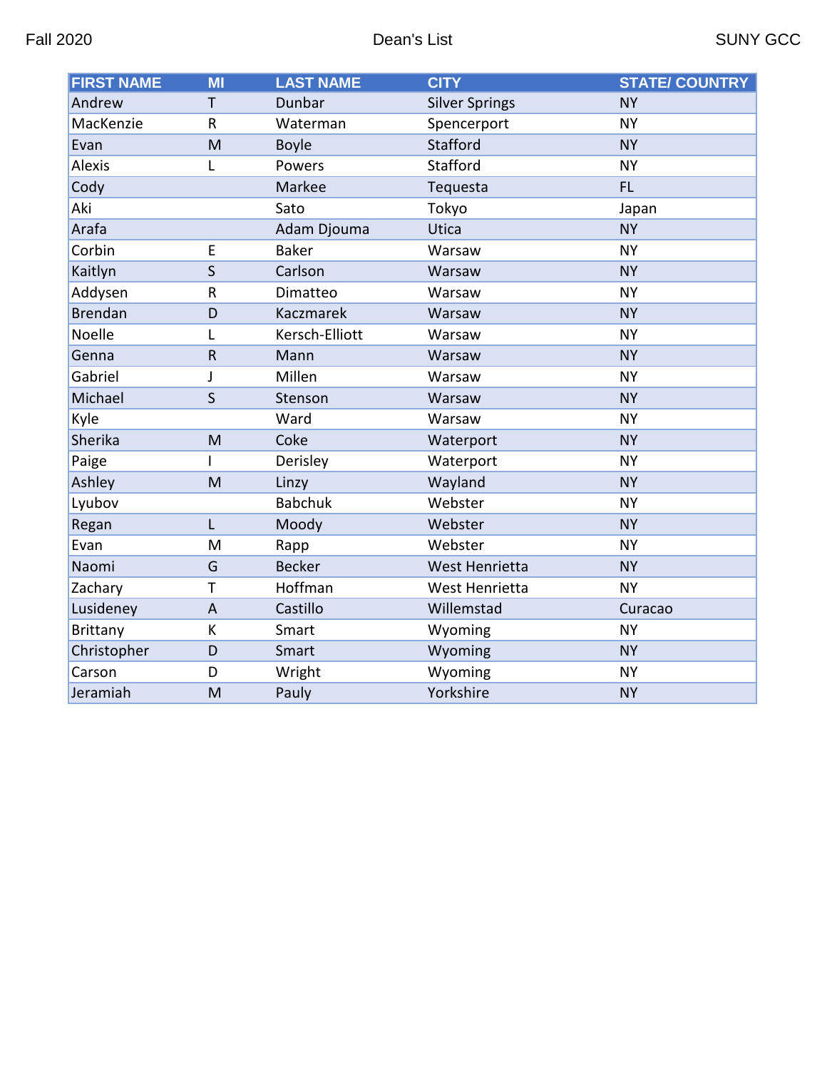| FIRST NAME | MI | LAST NAME | CITY | STATE/ COUNTRY |
|---|---|---|---|---|
| Andrew | T | Dunbar | Silver Springs | NY |
| MacKenzie | R | Waterman | Spencerport | NY |
| Evan | M | Boyle | Stafford | NY |
| Alexis | L | Powers | Stafford | NY |
| Cody | | Markee | Tequesta | FL |
| Aki | | Sato | Tokyo | Japan |
| Arafa | | Adam Djouma | Utica | NY |
| Corbin | E | Baker | Warsaw | NY |
| Kaitlyn | S | Carlson | Warsaw | NY |
| Addysen | R | Dimatteo | Warsaw | NY |
| Brendan | D | Kaczmarek | Warsaw | NY |
| Noelle | L | Kersch-Elliott | Warsaw | NY |
| Genna | R | Mann | Warsaw | NY |
| Gabriel | J | Millen | Warsaw | NY |
| Michael | S | Stenson | Warsaw | NY |
| Kyle | | Ward | Warsaw | NY |
| Sherika | M | Coke | Waterport | NY |
| Paige | I | Derisley | Waterport | NY |
| Ashley | M | Linzy | Wayland | NY |
| Lyubov | | Babchuk | Webster | NY |
| Regan | L | Moody | Webster | NY |
| Evan | M | Rapp | Webster | NY |
| Naomi | G | Becker | West Henrietta | NY |
| Zachary | T | Hoffman | West Henrietta | NY |
| Lusideney | A | Castillo | Willemstad | Curacao |
| Brittany | K | Smart | Wyoming | NY |
| Christopher | D | Smart | Wyoming | NY |
| Carson | D | Wright | Wyoming | NY |
| Jeramiah | M | Pauly | Yorkshire | NY |